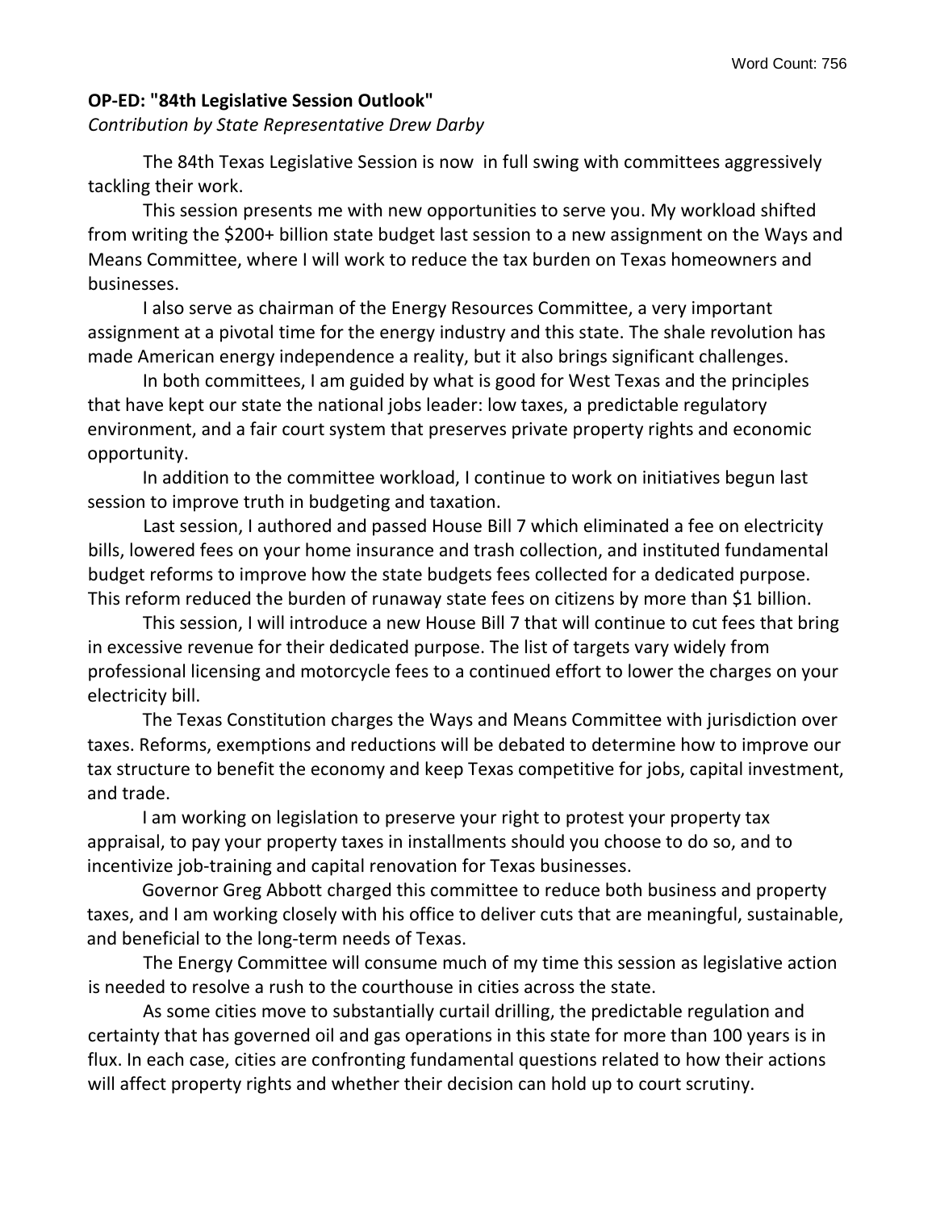Word Count: 756

**OP-ED: "84th Legislative Session Outlook"**

*Contribution by State Representative Drew Darby*

The 84th Texas Legislative Session is now in full swing with committees aggressively tackling their work.

This session presents me with new opportunities to serve you. My workload shifted from writing the $200+ billion state budget last session to a new assignment on the Ways and Means Committee, where I will work to reduce the tax burden on Texas homeowners and businesses.

I also serve as chairman of the Energy Resources Committee, a very important assignment at a pivotal time for the energy industry and this state. The shale revolution has made American energy independence a reality, but it also brings significant challenges.

In both committees, I am guided by what is good for West Texas and the principles that have kept our state the national jobs leader: low taxes, a predictable regulatory environment, and a fair court system that preserves private property rights and economic opportunity.

In addition to the committee workload, I continue to work on initiatives begun last session to improve truth in budgeting and taxation.

Last session, I authored and passed House Bill 7 which eliminated a fee on electricity bills, lowered fees on your home insurance and trash collection, and instituted fundamental budget reforms to improve how the state budgets fees collected for a dedicated purpose. This reform reduced the burden of runaway state fees on citizens by more than $1 billion.

This session, I will introduce a new House Bill 7 that will continue to cut fees that bring in excessive revenue for their dedicated purpose. The list of targets vary widely from professional licensing and motorcycle fees to a continued effort to lower the charges on your electricity bill.

The Texas Constitution charges the Ways and Means Committee with jurisdiction over taxes. Reforms, exemptions and reductions will be debated to determine how to improve our tax structure to benefit the economy and keep Texas competitive for jobs, capital investment, and trade.

I am working on legislation to preserve your right to protest your property tax appraisal, to pay your property taxes in installments should you choose to do so, and to incentivize job-training and capital renovation for Texas businesses.

Governor Greg Abbott charged this committee to reduce both business and property taxes, and I am working closely with his office to deliver cuts that are meaningful, sustainable, and beneficial to the long-term needs of Texas.

The Energy Committee will consume much of my time this session as legislative action is needed to resolve a rush to the courthouse in cities across the state.

As some cities move to substantially curtail drilling, the predictable regulation and certainty that has governed oil and gas operations in this state for more than 100 years is in flux. In each case, cities are confronting fundamental questions related to how their actions will affect property rights and whether their decision can hold up to court scrutiny.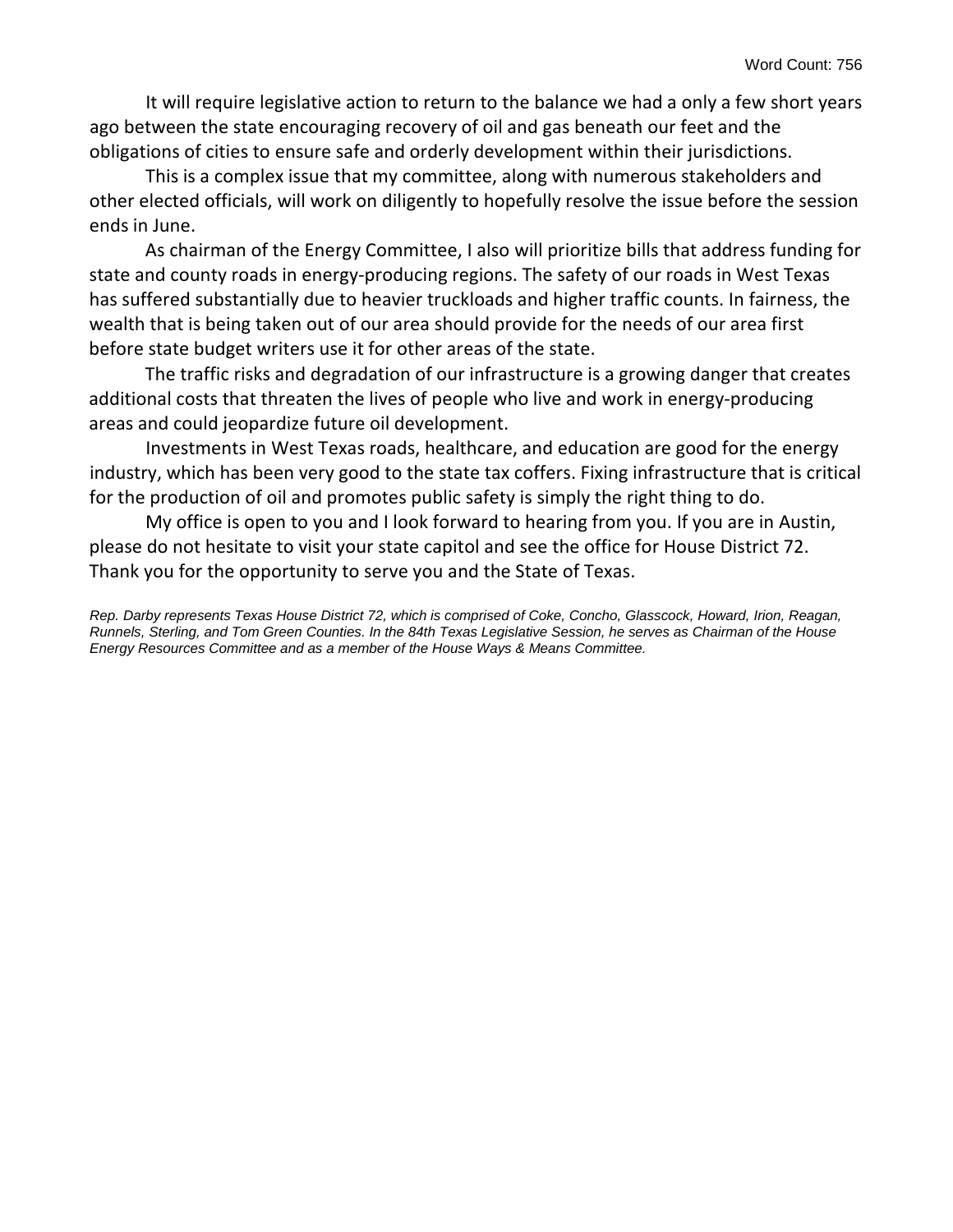Word Count: 756

It will require legislative action to return to the balance we had a only a few short years ago between the state encouraging recovery of oil and gas beneath our feet and the obligations of cities to ensure safe and orderly development within their jurisdictions.

This is a complex issue that my committee, along with numerous stakeholders and other elected officials, will work on diligently to hopefully resolve the issue before the session ends in June.

As chairman of the Energy Committee, I also will prioritize bills that address funding for state and county roads in energy-producing regions. The safety of our roads in West Texas has suffered substantially due to heavier truckloads and higher traffic counts. In fairness, the wealth that is being taken out of our area should provide for the needs of our area first before state budget writers use it for other areas of the state.

The traffic risks and degradation of our infrastructure is a growing danger that creates additional costs that threaten the lives of people who live and work in energy-producing areas and could jeopardize future oil development.

Investments in West Texas roads, healthcare, and education are good for the energy industry, which has been very good to the state tax coffers. Fixing infrastructure that is critical for the production of oil and promotes public safety is simply the right thing to do.

My office is open to you and I look forward to hearing from you. If you are in Austin, please do not hesitate to visit your state capitol and see the office for House District 72. Thank you for the opportunity to serve you and the State of Texas.

*Rep. Darby represents Texas House District 72, which is comprised of Coke, Concho, Glasscock, Howard, Irion, Reagan, Runnels, Sterling, and Tom Green Counties. In the 84th Texas Legislative Session, he serves as Chairman of the House Energy Resources Committee and as a member of the House Ways & Means Committee.*